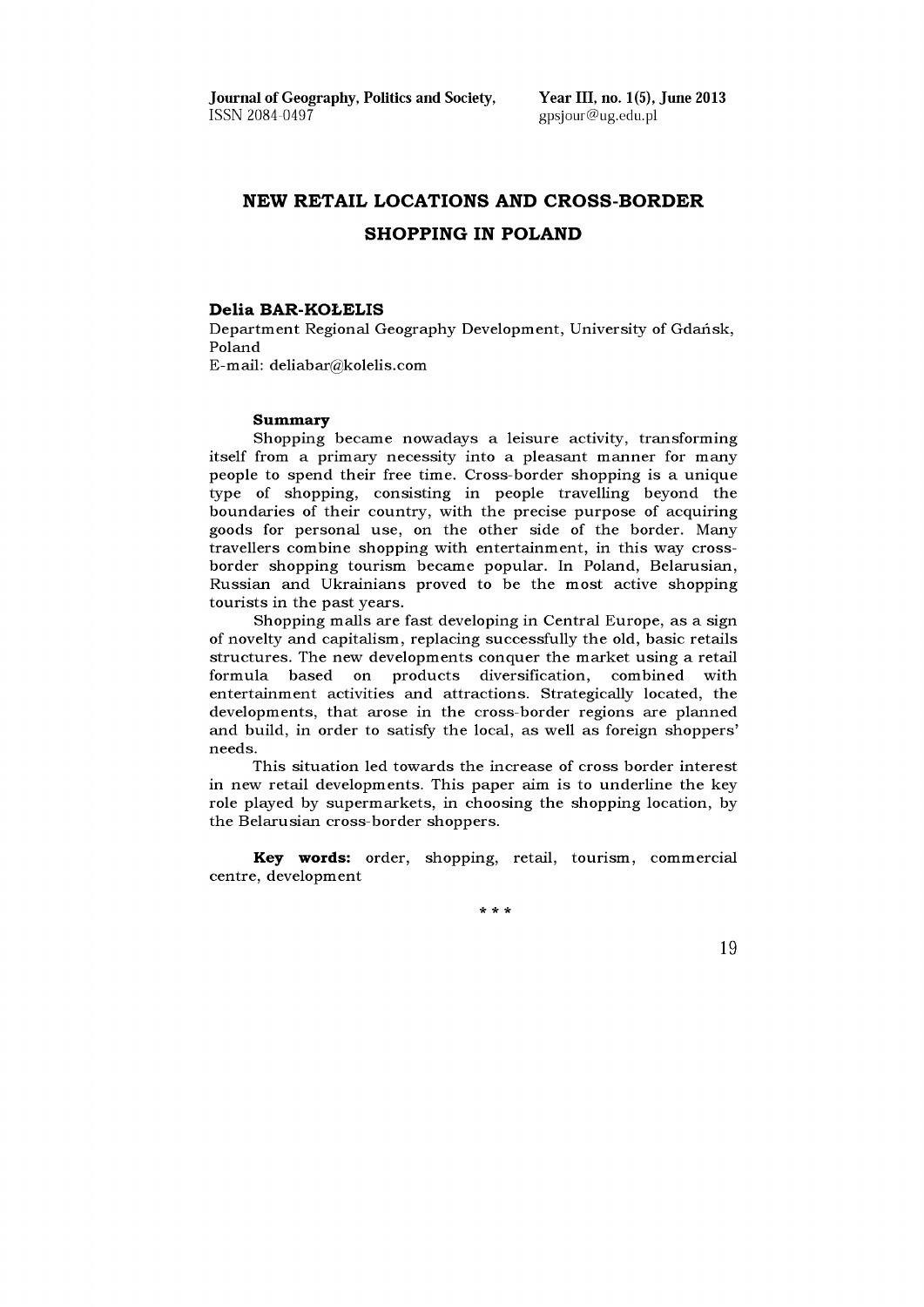# NEW RETAIL LOCATIONS AND CROSS-BORDER SHOPPING IN POLAND

**Delia BAR-KOŁELIS**

Department Regional Geography Development, University of Gdańsk, Poland

E-mail: deliabar@kolelis.com

**Summary**

Shopping became nowadays a leisure activity, transforming itself from a primary necessity into a pleasant manner for many people to spend their free time. Cross-border shopping is a unique type of shopping, consisting in people travelling beyond the boundaries of their country, with the precise purpose of acquiring goods for personal use, on the other side of the border. Many travellers combine shopping with entertainment, in this way cross-border shopping tourism became popular. In Poland, Belarusian, Russian and Ukrainians proved to be the most active shopping tourists in the past years.

Shopping malls are fast developing in Central Europe, as a sign of novelty and capitalism, replacing successfully the old, basic retails structures. The new developments conquer the market using a retail formula based on products diversification, combined with entertainment activities and attractions. Strategically located, the developments, that arose in the cross-border regions are planned and build, in order to satisfy the local, as well as foreign shoppers' needs.

This situation led towards the increase of cross border interest in new retail developments. This paper aim is to underline the key role played by supermarkets, in choosing the shopping location, by the Belarusian cross-border shoppers.

**Key words:** order, shopping, retail, tourism, commercial centre, development

\* \* \*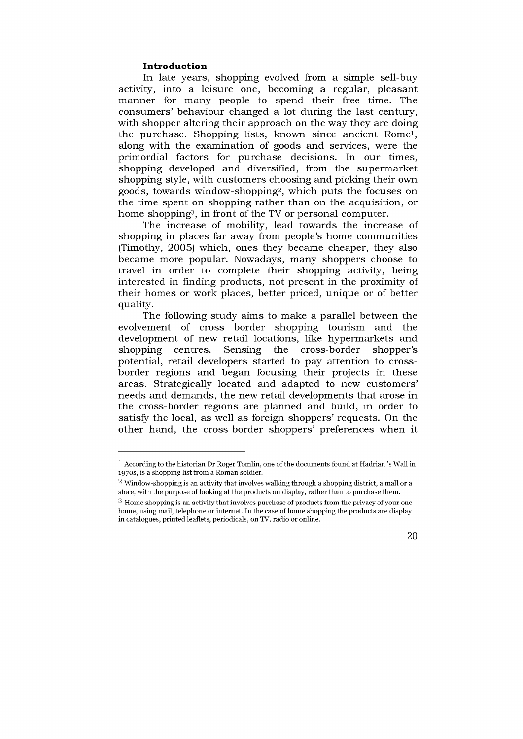## Introduction

In late years, shopping evolved from a simple sell-buy activity, into a leisure one, becoming a regular, pleasant manner for many people to spend their free time. The consumers' behaviour changed a lot during the last century, with shopper altering their approach on the way they are doing the purchase. Shopping lists, known since ancient Rome[1], along with the examination of goods and services, were the primordial factors for purchase decisions. In our times, shopping developed and diversified, from the supermarket shopping style, with customers choosing and picking their own goods, towards window-shopping[2], which puts the focuses on the time spent on shopping rather than on the acquisition, or home shopping[3], in front of the TV or personal computer.

The increase of mobility, lead towards the increase of shopping in places far away from people's home communities (Timothy, 2005) which, ones they became cheaper, they also became more popular. Nowadays, many shoppers choose to travel in order to complete their shopping activity, being interested in finding products, not present in the proximity of their homes or work places, better priced, unique or of better quality.

The following study aims to make a parallel between the evolvement of cross border shopping tourism and the development of new retail locations, like hypermarkets and shopping centres. Sensing the cross-border shopper's potential, retail developers started to pay attention to cross-border regions and began focusing their projects in these areas. Strategically located and adapted to new customers' needs and demands, the new retail developments that arose in the cross-border regions are planned and build, in order to satisfy the local, as well as foreign shoppers' requests. On the other hand, the cross-border shoppers' preferences when it

---

[1] According to the historian Dr Roger Tomlin, one of the documents found at Hadrian 's Wall in 1970s, is a shopping list from a Roman soldier.

[2] Window-shopping is an activity that involves walking through a shopping district, a mall or a store, with the purpose of looking at the products on display, rather than to purchase them.

[3] Home shopping is an activity that involves purchase of products from the privacy of your one home, using mail, telephone or internet. In the case of home shopping the products are display in catalogues, printed leaflets, periodicals, on TV, radio or online.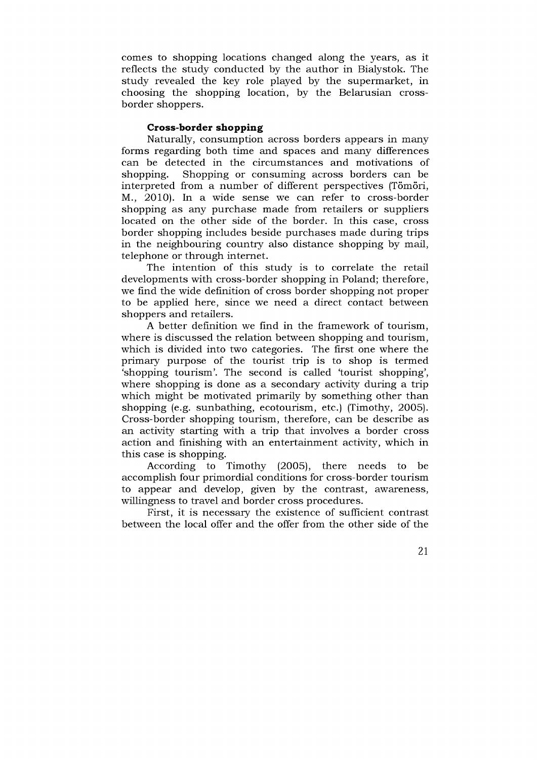comes to shopping locations changed along the years, as it reflects the study conducted by the author in Bialystok. The study revealed the key role played by the supermarket, in choosing the shopping location, by the Belarusian cross-border shoppers.

### Cross-border shopping

Naturally, consumption across borders appears in many forms regarding both time and spaces and many differences can be detected in the circumstances and motivations of shopping. Shopping or consuming across borders can be interpreted from a number of different perspectives (Tömöri, M., 2010). In a wide sense we can refer to cross-border shopping as any purchase made from retailers or suppliers located on the other side of the border. In this case, cross border shopping includes beside purchases made during trips in the neighbouring country also distance shopping by mail, telephone or through internet.

The intention of this study is to correlate the retail developments with cross-border shopping in Poland; therefore, we find the wide definition of cross border shopping not proper to be applied here, since we need a direct contact between shoppers and retailers.

A better definition we find in the framework of tourism, where is discussed the relation between shopping and tourism, which is divided into two categories. The first one where the primary purpose of the tourist trip is to shop is termed 'shopping tourism'. The second is called 'tourist shopping', where shopping is done as a secondary activity during a trip which might be motivated primarily by something other than shopping (e.g. sunbathing, ecotourism, etc.) (Timothy, 2005). Cross-border shopping tourism, therefore, can be describe as an activity starting with a trip that involves a border cross action and finishing with an entertainment activity, which in this case is shopping.

According to Timothy (2005), there needs to be accomplish four primordial conditions for cross-border tourism to appear and develop, given by the contrast, awareness, willingness to travel and border cross procedures.

First, it is necessary the existence of sufficient contrast between the local offer and the offer from the other side of the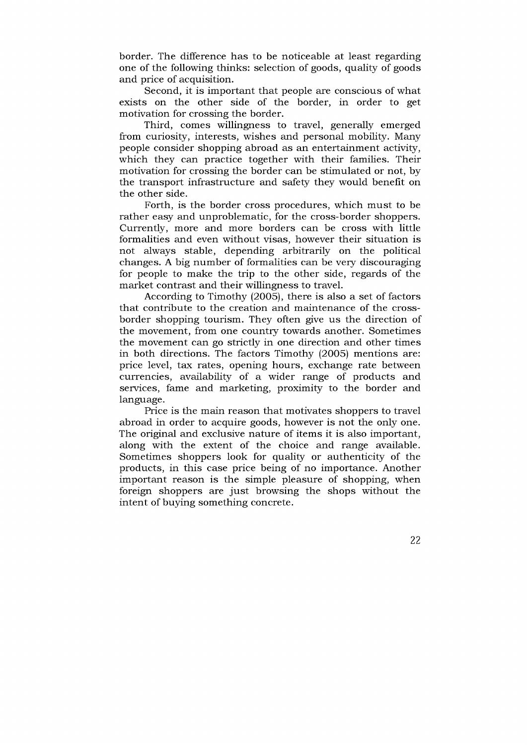border. The difference has to be noticeable at least regarding one of the following thinks: selection of goods, quality of goods and price of acquisition.

Second, it is important that people are conscious of what exists on the other side of the border, in order to get motivation for crossing the border.

Third, comes willingness to travel, generally emerged from curiosity, interests, wishes and personal mobility. Many people consider shopping abroad as an entertainment activity, which they can practice together with their families. Their motivation for crossing the border can be stimulated or not, by the transport infrastructure and safety they would benefit on the other side.

Forth, is the border cross procedures, which must to be rather easy and unproblematic, for the cross-border shoppers. Currently, more and more borders can be cross with little formalities and even without visas, however their situation is not always stable, depending arbitrarily on the political changes. A big number of formalities can be very discouraging for people to make the trip to the other side, regards of the market contrast and their willingness to travel.

According to Timothy (2005), there is also a set of factors that contribute to the creation and maintenance of the cross-border shopping tourism. They often give us the direction of the movement, from one country towards another. Sometimes the movement can go strictly in one direction and other times in both directions. The factors Timothy (2005) mentions are: price level, tax rates, opening hours, exchange rate between currencies, availability of a wider range of products and services, fame and marketing, proximity to the border and language.

Price is the main reason that motivates shoppers to travel abroad in order to acquire goods, however is not the only one. The original and exclusive nature of items it is also important, along with the extent of the choice and range available. Sometimes shoppers look for quality or authenticity of the products, in this case price being of no importance. Another important reason is the simple pleasure of shopping, when foreign shoppers are just browsing the shops without the intent of buying something concrete.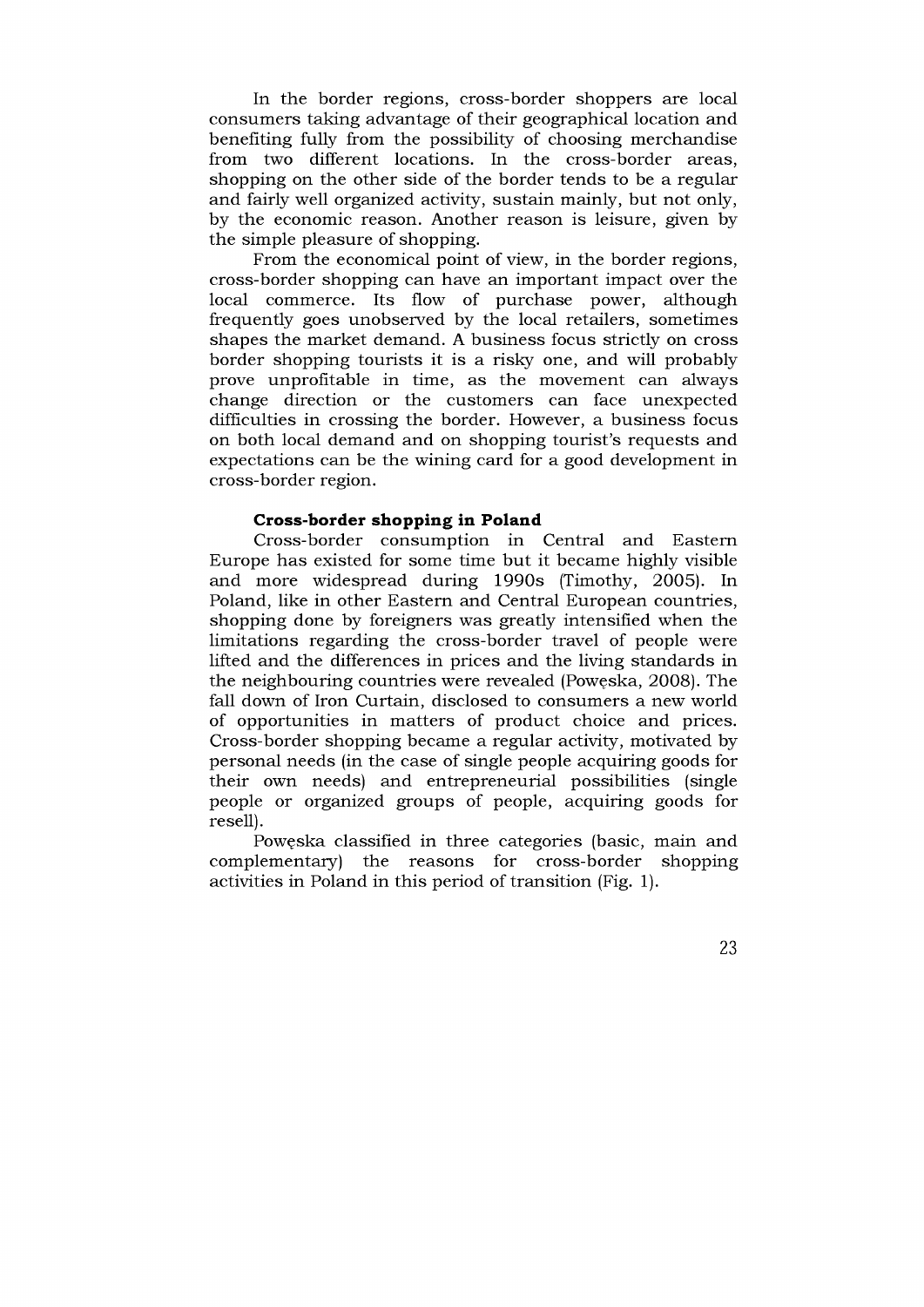In the border regions, cross-border shoppers are local consumers taking advantage of their geographical location and benefiting fully from the possibility of choosing merchandise from two different locations. In the cross-border areas, shopping on the other side of the border tends to be a regular and fairly well organized activity, sustain mainly, but not only, by the economic reason. Another reason is leisure, given by the simple pleasure of shopping.

From the economical point of view, in the border regions, cross-border shopping can have an important impact over the local commerce. Its flow of purchase power, although frequently goes unobserved by the local retailers, sometimes shapes the market demand. A business focus strictly on cross border shopping tourists it is a risky one, and will probably prove unprofitable in time, as the movement can always change direction or the customers can face unexpected difficulties in crossing the border. However, a business focus on both local demand and on shopping tourist's requests and expectations can be the wining card for a good development in cross-border region.

### Cross-border shopping in Poland

Cross-border consumption in Central and Eastern Europe has existed for some time but it became highly visible and more widespread during 1990s (Timothy, 2005). In Poland, like in other Eastern and Central European countries, shopping done by foreigners was greatly intensified when the limitations regarding the cross-border travel of people were lifted and the differences in prices and the living standards in the neighbouring countries were revealed (Powęska, 2008). The fall down of Iron Curtain, disclosed to consumers a new world of opportunities in matters of product choice and prices. Cross-border shopping became a regular activity, motivated by personal needs (in the case of single people acquiring goods for their own needs) and entrepreneurial possibilities (single people or organized groups of people, acquiring goods for resell).

Powęska classified in three categories (basic, main and complementary) the reasons for cross-border shopping activities in Poland in this period of transition (Fig. 1).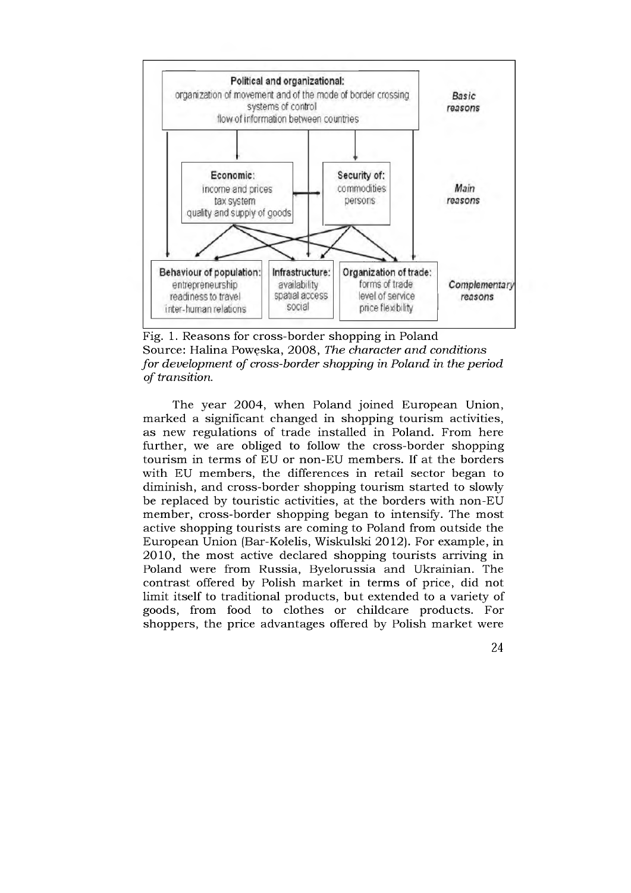**Political and organizational:**
organization of movement and of the mode of border crossing
systems of control
flow of information between countries

*Basic reasons*

**Economic:**
income and prices
tax system
quality and supply of goods

**Security of:**
commodities
persons

*Main reasons*

**Behaviour of population:**
entrepreneurship
readiness to travel
inter-human relations

**Infrastructure:**
availability
spatial access
social

**Organization of trade:**
forms of trade
level of service
price flexibility

*Complementary reasons*

Fig. 1. Reasons for cross-border shopping in Poland
Source: Halina Powęska, 2008, *The character and conditions for development of cross-border shopping in Poland in the period of transition.*

The year 2004, when Poland joined European Union, marked a significant changed in shopping tourism activities, as new regulations of trade installed in Poland. From here further, we are obliged to follow the cross-border shopping tourism in terms of EU or non-EU members. If at the borders with EU members, the differences in retail sector began to diminish, and cross-border shopping tourism started to slowly be replaced by touristic activities, at the borders with non-EU member, cross-border shopping began to intensify. The most active shopping tourists are coming to Poland from outside the European Union (Bar-Kołelis, Wiskulski 2012). For example, in 2010, the most active declared shopping tourists arriving in Poland were from Russia, Byelorussia and Ukrainian. The contrast offered by Polish market in terms of price, did not limit itself to traditional products, but extended to a variety of goods, from food to clothes or childcare products. For shoppers, the price advantages offered by Polish market were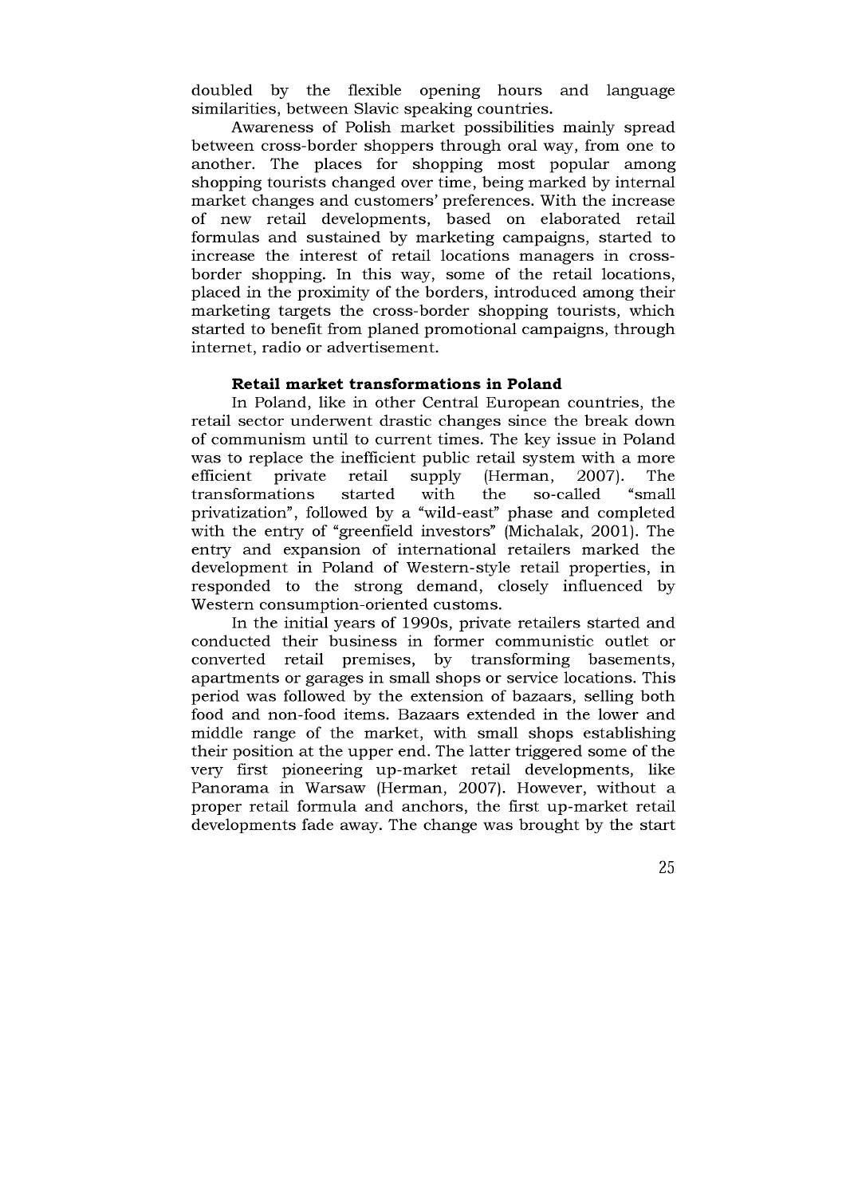doubled by the flexible opening hours and language similarities, between Slavic speaking countries.

Awareness of Polish market possibilities mainly spread between cross-border shoppers through oral way, from one to another. The places for shopping most popular among shopping tourists changed over time, being marked by internal market changes and customers' preferences. With the increase of new retail developments, based on elaborated retail formulas and sustained by marketing campaigns, started to increase the interest of retail locations managers in cross-border shopping. In this way, some of the retail locations, placed in the proximity of the borders, introduced among their marketing targets the cross-border shopping tourists, which started to benefit from planed promotional campaigns, through internet, radio or advertisement.

### Retail market transformations in Poland

In Poland, like in other Central European countries, the retail sector underwent drastic changes since the break down of communism until to current times. The key issue in Poland was to replace the inefficient public retail system with a more efficient private retail supply (Herman, 2007). The transformations started with the so-called "small privatization", followed by a "wild-east" phase and completed with the entry of "greenfield investors" (Michalak, 2001). The entry and expansion of international retailers marked the development in Poland of Western-style retail properties, in responded to the strong demand, closely influenced by Western consumption-oriented customs.

In the initial years of 1990s, private retailers started and conducted their business in former communistic outlet or converted retail premises, by transforming basements, apartments or garages in small shops or service locations. This period was followed by the extension of bazaars, selling both food and non-food items. Bazaars extended in the lower and middle range of the market, with small shops establishing their position at the upper end. The latter triggered some of the very first pioneering up-market retail developments, like Panorama in Warsaw (Herman, 2007). However, without a proper retail formula and anchors, the first up-market retail developments fade away. The change was brought by the start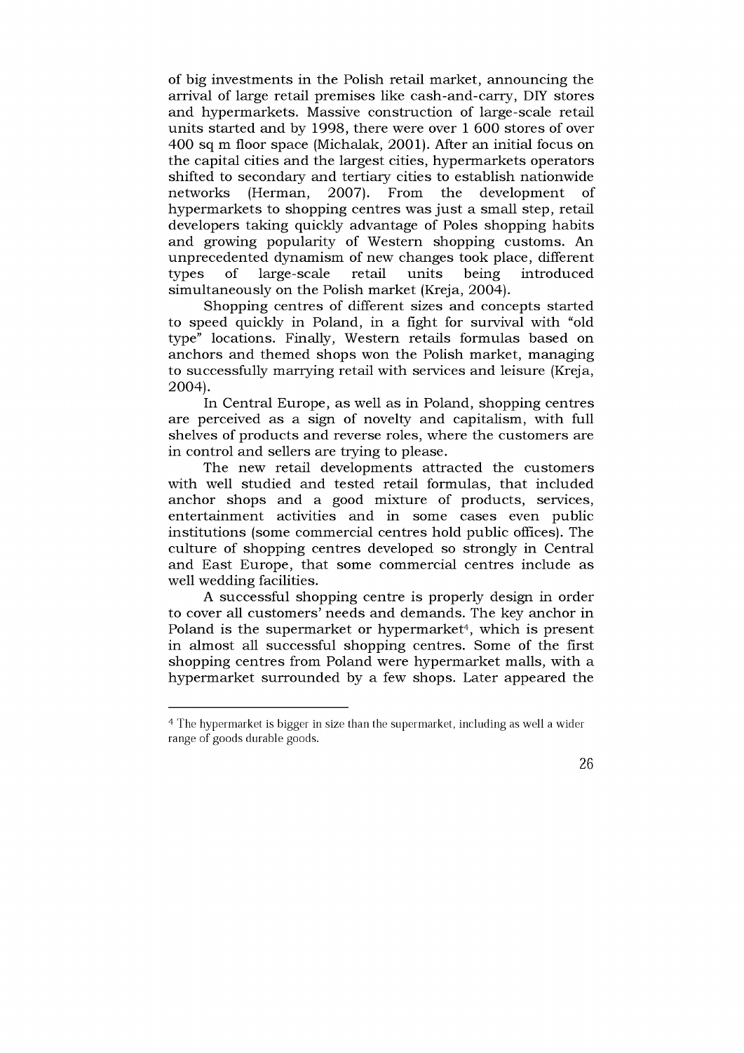of big investments in the Polish retail market, announcing the arrival of large retail premises like cash-and-carry, DIY stores and hypermarkets. Massive construction of large-scale retail units started and by 1998, there were over 1 600 stores of over 400 sq m floor space (Michalak, 2001). After an initial focus on the capital cities and the largest cities, hypermarkets operators shifted to secondary and tertiary cities to establish nationwide networks (Herman, 2007). From the development of hypermarkets to shopping centres was just a small step, retail developers taking quickly advantage of Poles shopping habits and growing popularity of Western shopping customs. An unprecedented dynamism of new changes took place, different types of large-scale retail units being introduced simultaneously on the Polish market (Kreja, 2004).

Shopping centres of different sizes and concepts started to speed quickly in Poland, in a fight for survival with "old type" locations. Finally, Western retails formulas based on anchors and themed shops won the Polish market, managing to successfully marrying retail with services and leisure (Kreja, 2004).

In Central Europe, as well as in Poland, shopping centres are perceived as a sign of novelty and capitalism, with full shelves of products and reverse roles, where the customers are in control and sellers are trying to please.

The new retail developments attracted the customers with well studied and tested retail formulas, that included anchor shops and a good mixture of products, services, entertainment activities and in some cases even public institutions (some commercial centres hold public offices). The culture of shopping centres developed so strongly in Central and East Europe, that some commercial centres include as well wedding facilities.

A successful shopping centre is properly design in order to cover all customers' needs and demands. The key anchor in Poland is the supermarket or hypermarket[4], which is present in almost all successful shopping centres. Some of the first shopping centres from Poland were hypermarket malls, with a hypermarket surrounded by a few shops. Later appeared the

---

[4] The hypermarket is bigger in size than the supermarket, including as well a wider range of goods durable goods.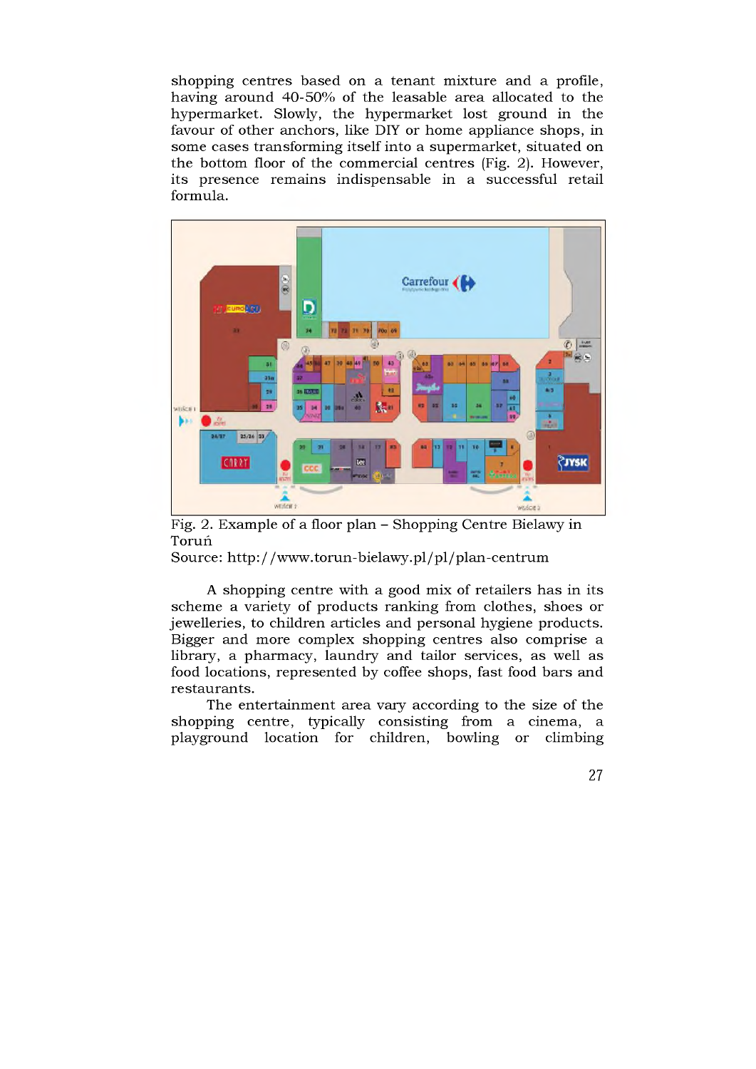shopping centres based on a tenant mixture and a profile, having around 40-50% of the leasable area allocated to the hypermarket. Slowly, the hypermarket lost ground in the favour of other anchors, like DIY or home appliance shops, in some cases transforming itself into a supermarket, situated on the bottom floor of the commercial centres (Fig. 2). However, its presence remains indispensable in a successful retail formula.

Fig. 2. Example of a floor plan – Shopping Centre Bielawy in Toruń
Source: http://www.torun-bielawy.pl/pl/plan-centrum

A shopping centre with a good mix of retailers has in its scheme a variety of products ranking from clothes, shoes or jewelleries, to children articles and personal hygiene products. Bigger and more complex shopping centres also comprise a library, a pharmacy, laundry and tailor services, as well as food locations, represented by coffee shops, fast food bars and restaurants.

The entertainment area vary according to the size of the shopping centre, typically consisting from a cinema, a playground location for children, bowling or climbing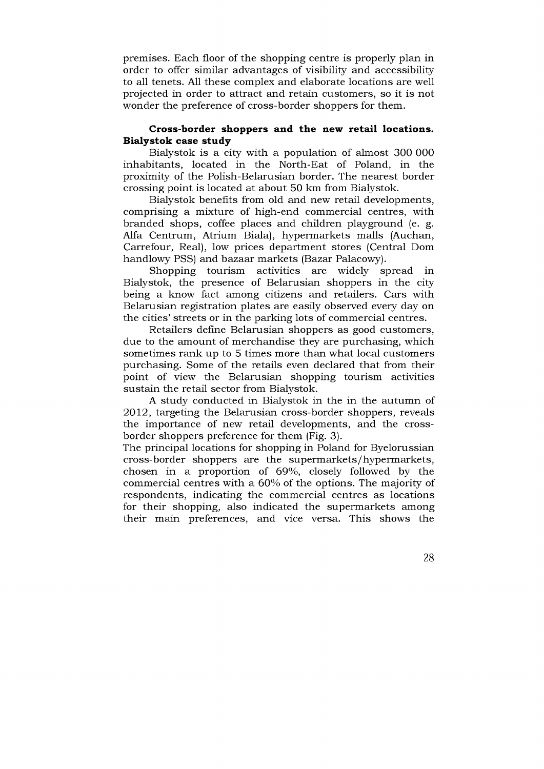premises. Each floor of the shopping centre is properly plan in order to offer similar advantages of visibility and accessibility to all tenets. All these complex and elaborate locations are well projected in order to attract and retain customers, so it is not wonder the preference of cross-border shoppers for them.

**Cross-border shoppers and the new retail locations. Bialystok case study**

Bialystok is a city with a population of almost 300 000 inhabitants, located in the North-Eat of Poland, in the proximity of the Polish-Belarusian border. The nearest border crossing point is located at about 50 km from Bialystok.

Bialystok benefits from old and new retail developments, comprising a mixture of high-end commercial centres, with branded shops, coffee places and children playground (e. g. Alfa Centrum, Atrium Biala), hypermarkets malls (Auchan, Carrefour, Real), low prices department stores (Central Dom handlowy PSS) and bazaar markets (Bazar Palacowy).

Shopping tourism activities are widely spread in Bialystok, the presence of Belarusian shoppers in the city being a know fact among citizens and retailers. Cars with Belarusian registration plates are easily observed every day on the cities' streets or in the parking lots of commercial centres.

Retailers define Belarusian shoppers as good customers, due to the amount of merchandise they are purchasing, which sometimes rank up to 5 times more than what local customers purchasing. Some of the retails even declared that from their point of view the Belarusian shopping tourism activities sustain the retail sector from Bialystok.

A study conducted in Bialystok in the in the autumn of 2012, targeting the Belarusian cross-border shoppers, reveals the importance of new retail developments, and the cross-border shoppers preference for them (Fig. 3).

The principal locations for shopping in Poland for Byelorussian cross-border shoppers are the supermarkets/hypermarkets, chosen in a proportion of 69%, closely followed by the commercial centres with a 60% of the options. The majority of respondents, indicating the commercial centres as locations for their shopping, also indicated the supermarkets among their main preferences, and vice versa. This shows the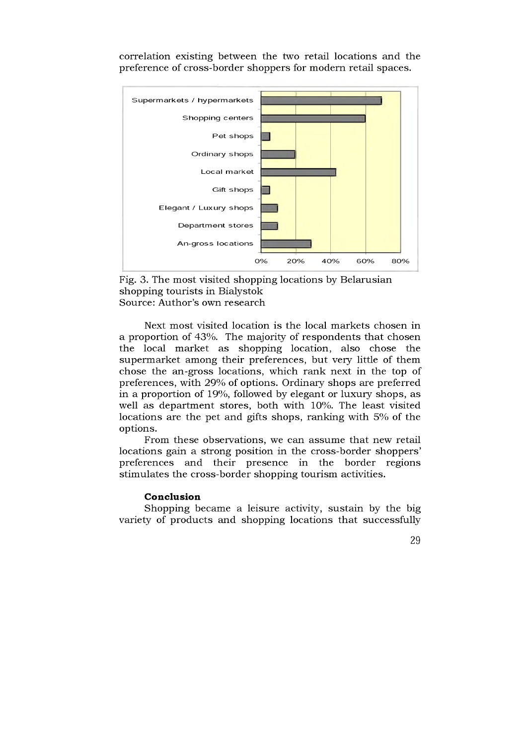correlation existing between the two retail locations and the preference of cross-border shoppers for modern retail spaces.

Fig. 3. The most visited shopping locations by Belarusian shopping tourists in Bialystok
Source: Author's own research

Next most visited location is the local markets chosen in a proportion of 43%. The majority of respondents that chosen the local market as shopping location, also chose the supermarket among their preferences, but very little of them chose the an-gross locations, which rank next in the top of preferences, with 29% of options. Ordinary shops are preferred in a proportion of 19%, followed by elegant or luxury shops, as well as department stores, both with 10%. The least visited locations are the pet and gifts shops, ranking with 5% of the options.

From these observations, we can assume that new retail locations gain a strong position in the cross-border shoppers' preferences and their presence in the border regions stimulates the cross-border shopping tourism activities.

## Conclusion

Shopping became a leisure activity, sustain by the big variety of products and shopping locations that successfully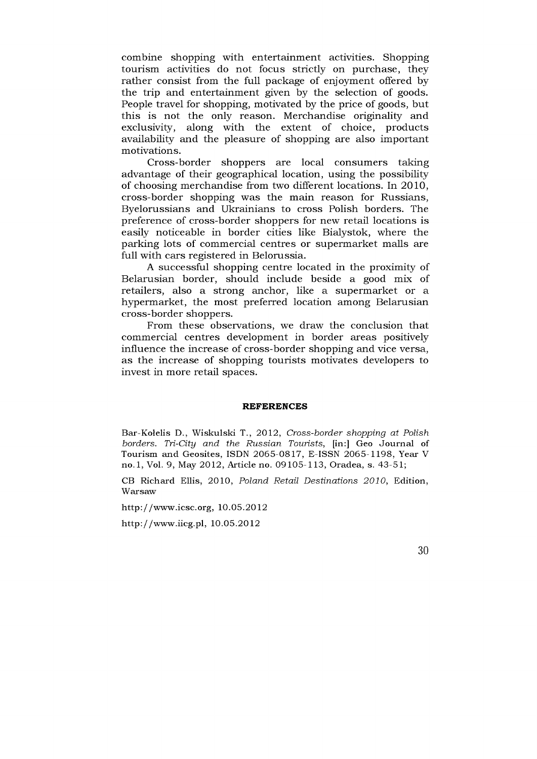combine shopping with entertainment activities. Shopping tourism activities do not focus strictly on purchase, they rather consist from the full package of enjoyment offered by the trip and entertainment given by the selection of goods. People travel for shopping, motivated by the price of goods, but this is not the only reason. Merchandise originality and exclusivity, along with the extent of choice, products availability and the pleasure of shopping are also important motivations.

Cross-border shoppers are local consumers taking advantage of their geographical location, using the possibility of choosing merchandise from two different locations. In 2010, cross-border shopping was the main reason for Russians, Byelorussians and Ukrainians to cross Polish borders. The preference of cross-border shoppers for new retail locations is easily noticeable in border cities like Bialystok, where the parking lots of commercial centres or supermarket malls are full with cars registered in Belorussia.

A successful shopping centre located in the proximity of Belarusian border, should include beside a good mix of retailers, also a strong anchor, like a supermarket or a hypermarket, the most preferred location among Belarusian cross-border shoppers.

From these observations, we draw the conclusion that commercial centres development in border areas positively influence the increase of cross-border shopping and vice versa, as the increase of shopping tourists motivates developers to invest in more retail spaces.

## REFERENCES

Bar-Kołelis D., Wiskulski T., 2012, *Cross-border shopping at Polish borders. Tri-City and the Russian Tourists*, [in:] Geo Journal of Tourism and Geosites, ISDN 2065-0817, E-ISSN 2065-1198, Year V no.1, Vol. 9, May 2012, Article no. 09105-113, Oradea, s. 43-51;

CB Richard Ellis, 2010, *Poland Retail Destinations 2010*, Edition, Warsaw

http://www.icsc.org, 10.05.2012

http://www.iicg.pl, 10.05.2012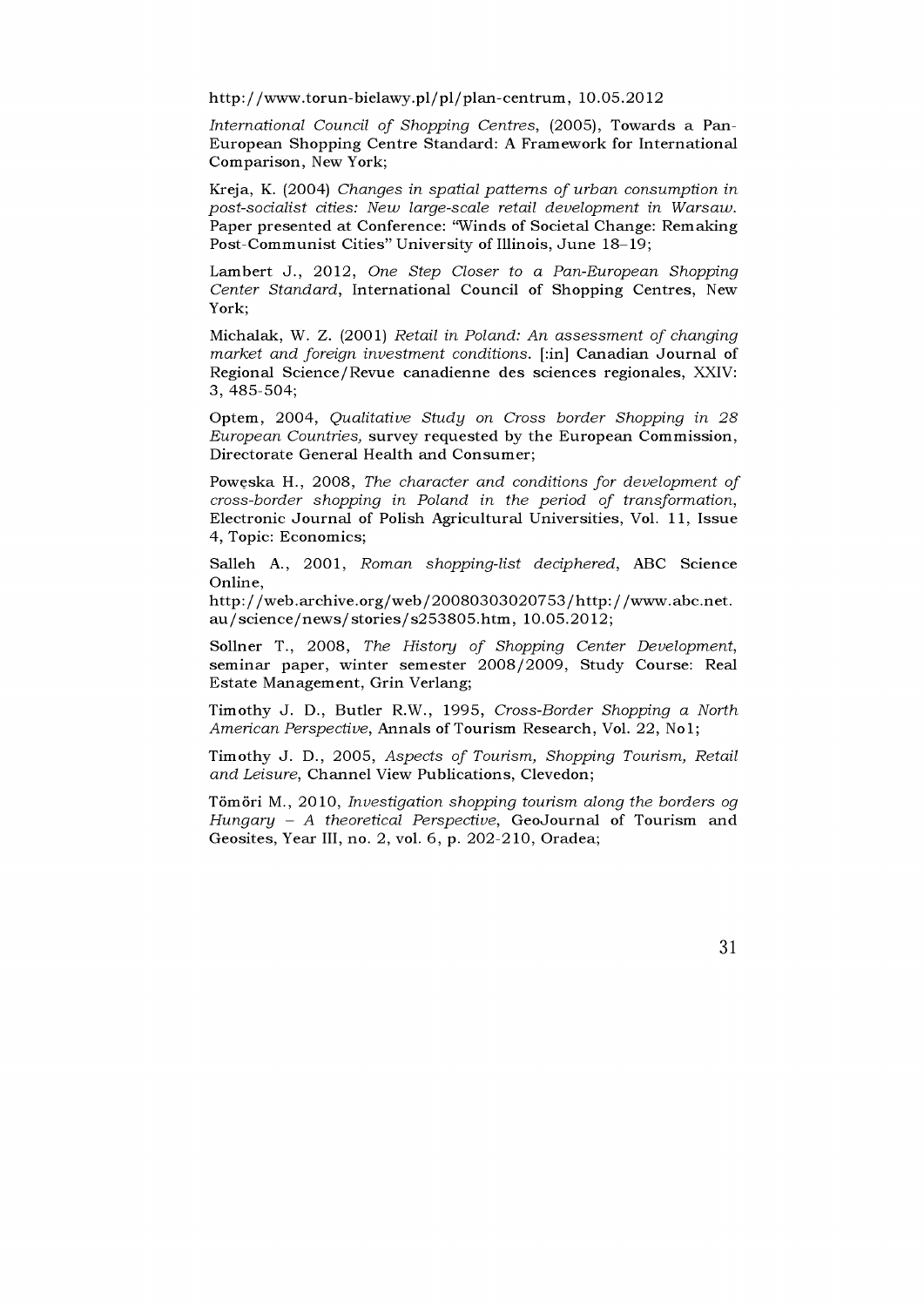http://www.torun-bielawy.pl/pl/plan-centrum, 10.05.2012

*International Council of Shopping Centres*, (2005), Towards a Pan-European Shopping Centre Standard: A Framework for International Comparison, New York;

Kreja, K. (2004) *Changes in spatial patterns of urban consumption in post-socialist cities: New large-scale retail development in Warsaw.* Paper presented at Conference: "Winds of Societal Change: Remaking Post-Communist Cities" University of Illinois, June 18–19;

Lambert J., 2012, *One Step Closer to a Pan-European Shopping Center Standard*, International Council of Shopping Centres, New York;

Michalak, W. Z. (2001) *Retail in Poland: An assessment of changing market and foreign investment conditions.* [:in] Canadian Journal of Regional Science/Revue canadienne des sciences regionales, XXIV: 3, 485-504;

Optem, 2004, *Qualitative Study on Cross border Shopping in 28 European Countries,* survey requested by the European Commission, Directorate General Health and Consumer;

Powęska H., 2008, *The character and conditions for development of cross-border shopping in Poland in the period of transformation*, Electronic Journal of Polish Agricultural Universities, Vol. 11, Issue 4, Topic: Economics;

Salleh A., 2001, *Roman shopping-list deciphered*, ABC Science Online,
http://web.archive.org/web/20080303020753/http://www.abc.net.au/science/news/stories/s253805.htm, 10.05.2012;

Sollner T., 2008, *The History of Shopping Center Development*, seminar paper, winter semester 2008/2009, Study Course: Real Estate Management, Grin Verlang;

Timothy J. D., Butler R.W., 1995, *Cross-Border Shopping a North American Perspective*, Annals of Tourism Research, Vol. 22, No1;

Timothy J. D., 2005, *Aspects of Tourism, Shopping Tourism, Retail and Leisure*, Channel View Publications, Clevedon;

Tömöri M., 2010, *Investigation shopping tourism along the borders og Hungary – A theoretical Perspective*, GeoJournal of Tourism and Geosites, Year III, no. 2, vol. 6, p. 202-210, Oradea;